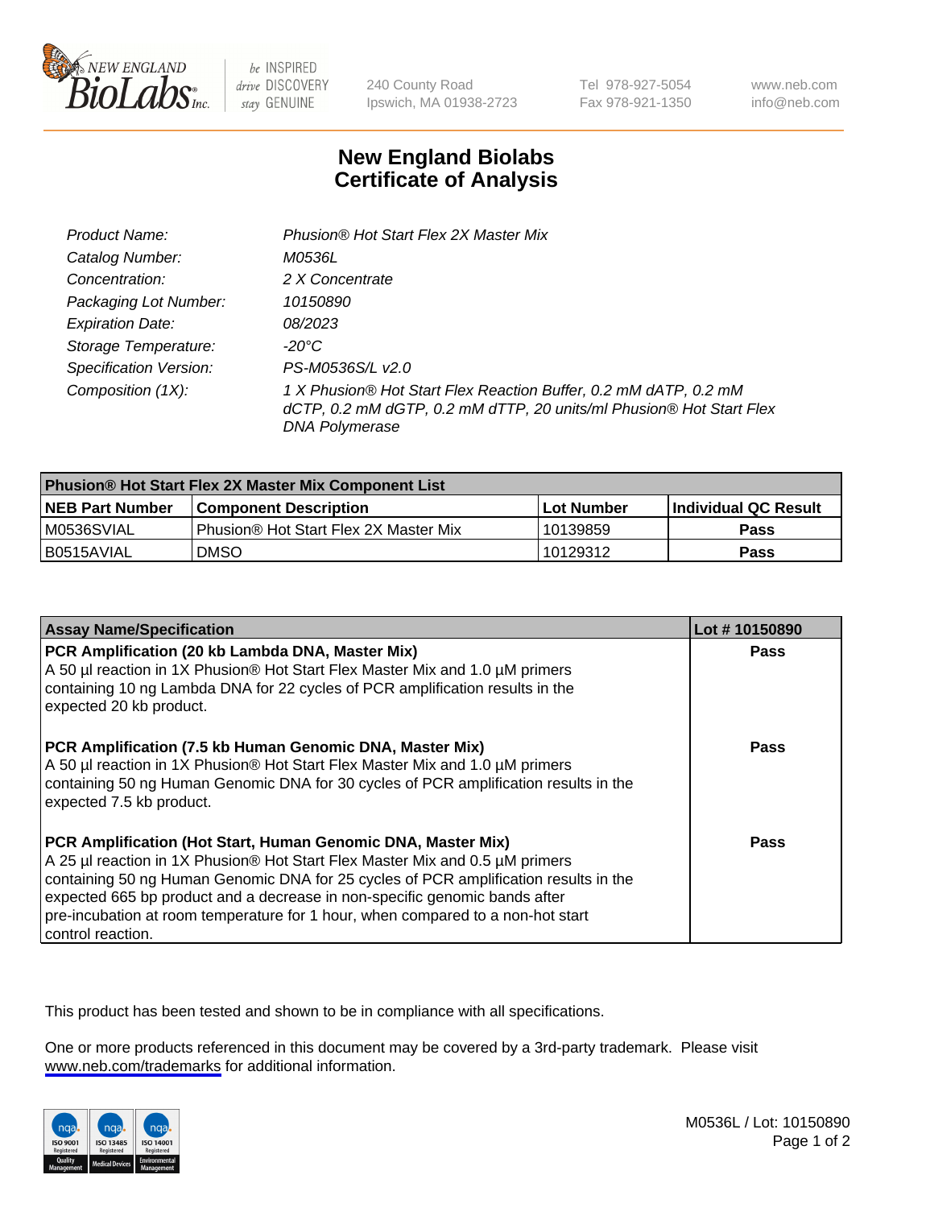240 County Road
Ipswich, MA 01938-2723

Tel 978-927-5054
Fax 978-921-1350

www.neb.com
info@neb.com

# New England Biolabs
# Certificate of Analysis

| | |
|---|---|
| *Product Name:* | *Phusion® Hot Start Flex 2X Master Mix* |
| *Catalog Number:* | *M0536L* |
| *Concentration:* | *2 X Concentrate* |
| *Packaging Lot Number:* | *10150890* |
| *Expiration Date:* | *08/2023* |
| *Storage Temperature:* | *-20°C* |
| *Specification Version:* | *PS-M0536S/L v2.0* |
| *Composition (1X):* | *1 X Phusion® Hot Start Flex Reaction Buffer, 0.2 mM dATP, 0.2 mM dCTP, 0.2 mM dGTP, 0.2 mM dTTP, 20 units/ml Phusion® Hot Start Flex DNA Polymerase* |

| **Phusion® Hot Start Flex 2X Master Mix Component List** | | | |
|---|---|---|---|
| **NEB Part Number** | **Component Description** | **Lot Number** | **Individual QC Result** |
| M0536SVIAL | Phusion® Hot Start Flex 2X Master Mix | 10139859 | **Pass** |
| B0515AVIAL | DMSO | 10129312 | **Pass** |

| **Assay Name/Specification** | **Lot # 10150890** |
|---|---|
| **PCR Amplification (20 kb Lambda DNA, Master Mix)** A 50 µl reaction in 1X Phusion® Hot Start Flex Master Mix and 1.0 µM primers containing 10 ng Lambda DNA for 22 cycles of PCR amplification results in the expected 20 kb product. | **Pass** |
| **PCR Amplification (7.5 kb Human Genomic DNA, Master Mix)** A 50 µl reaction in 1X Phusion® Hot Start Flex Master Mix and 1.0 µM primers containing 50 ng Human Genomic DNA for 30 cycles of PCR amplification results in the expected 7.5 kb product. | **Pass** |
| **PCR Amplification (Hot Start, Human Genomic DNA, Master Mix)** A 25 µl reaction in 1X Phusion® Hot Start Flex Master Mix and 0.5 µM primers containing 50 ng Human Genomic DNA for 25 cycles of PCR amplification results in the expected 665 bp product and a decrease in non-specific genomic bands after pre-incubation at room temperature for 1 hour, when compared to a non-hot start control reaction. | **Pass** |

This product has been tested and shown to be in compliance with all specifications.

One or more products referenced in this document may be covered by a 3rd-party trademark. Please visit www.neb.com/trademarks for additional information.

M0536L / Lot: 10150890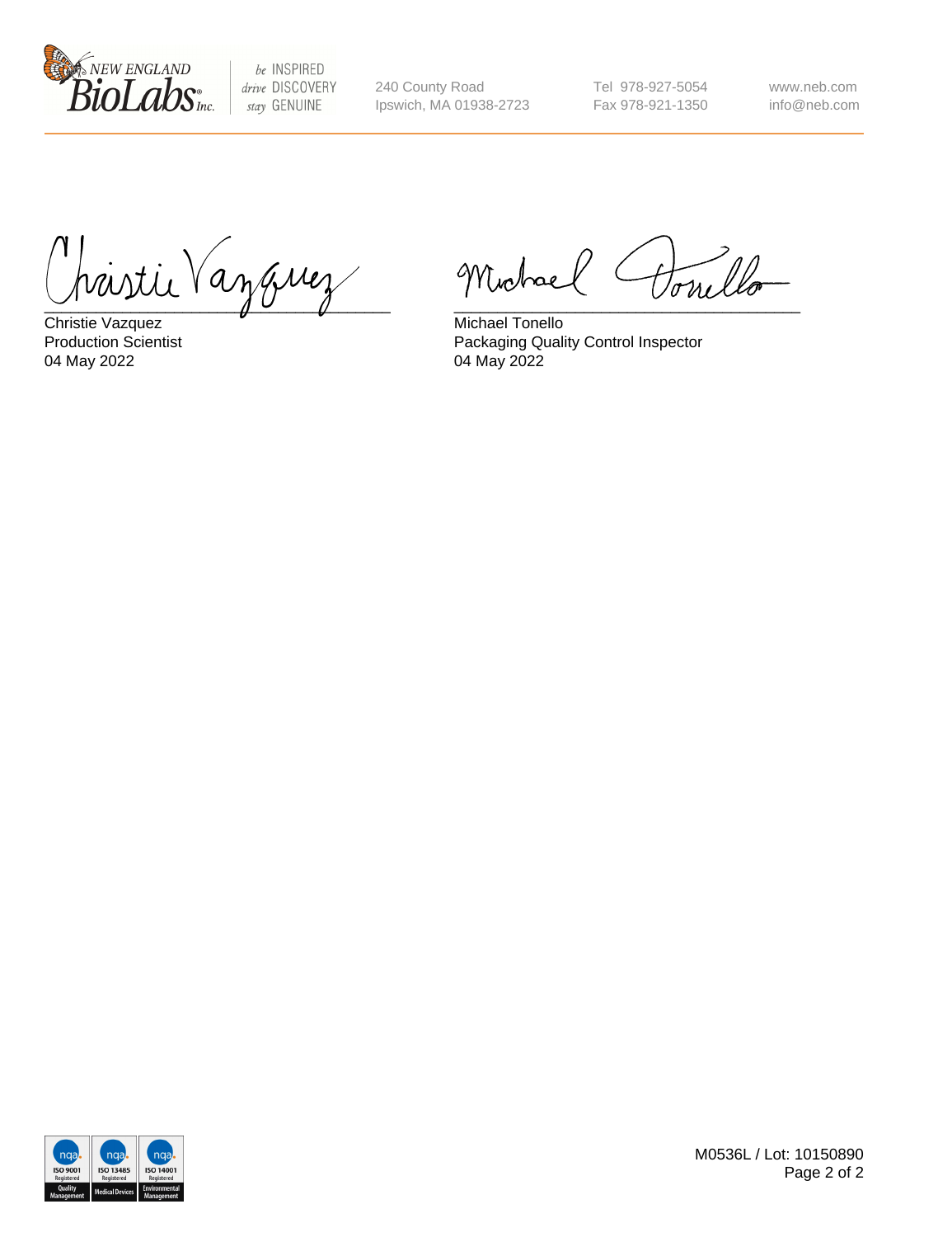Christie Vazquez
Production Scientist
04 May 2022

Michael Tonello
Packaging Quality Control Inspector
04 May 2022

M0536L / Lot: 10150890